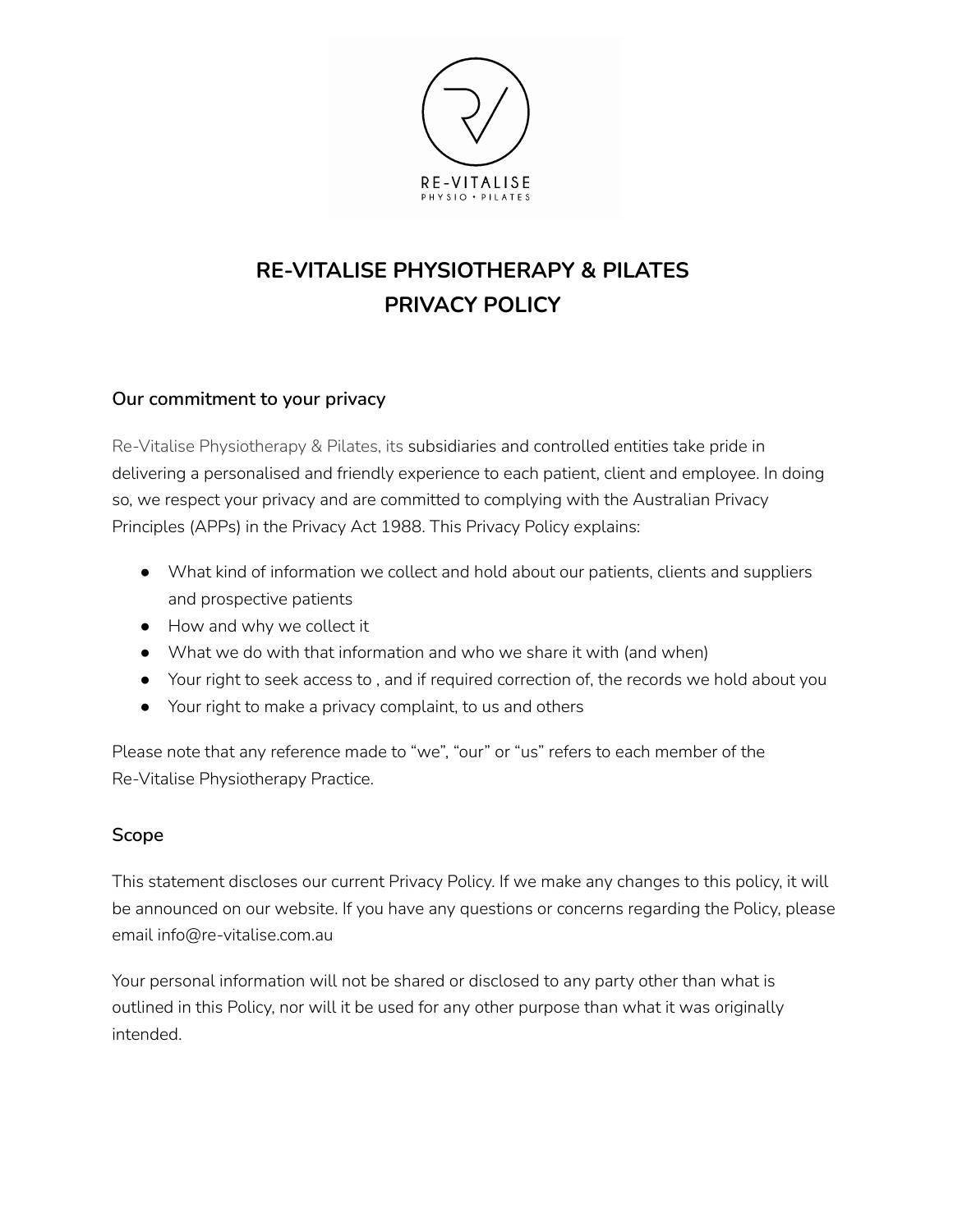# RE-VITALISE PHYSIOTHERAPY & PILATES
# PRIVACY POLICY

## Our commitment to your privacy

Re-Vitalise Physiotherapy & Pilates, its subsidiaries and controlled entities take pride in delivering a personalised and friendly experience to each patient, client and employee. In doing so, we respect your privacy and are committed to complying with the Australian Privacy Principles (APPs) in the Privacy Act 1988. This Privacy Policy explains:

- What kind of information we collect and hold about our patients, clients and suppliers and prospective patients
- How and why we collect it
- What we do with that information and who we share it with (and when)
- Your right to seek access to , and if required correction of, the records we hold about you
- Your right to make a privacy complaint, to us and others

Please note that any reference made to "we", "our" or "us" refers to each member of the Re-Vitalise Physiotherapy Practice.

## Scope

This statement discloses our current Privacy Policy. If we make any changes to this policy, it will be announced on our website. If you have any questions or concerns regarding the Policy, please email info@re-vitalise.com.au

Your personal information will not be shared or disclosed to any party other than what is outlined in this Policy, nor will it be used for any other purpose than what it was originally intended.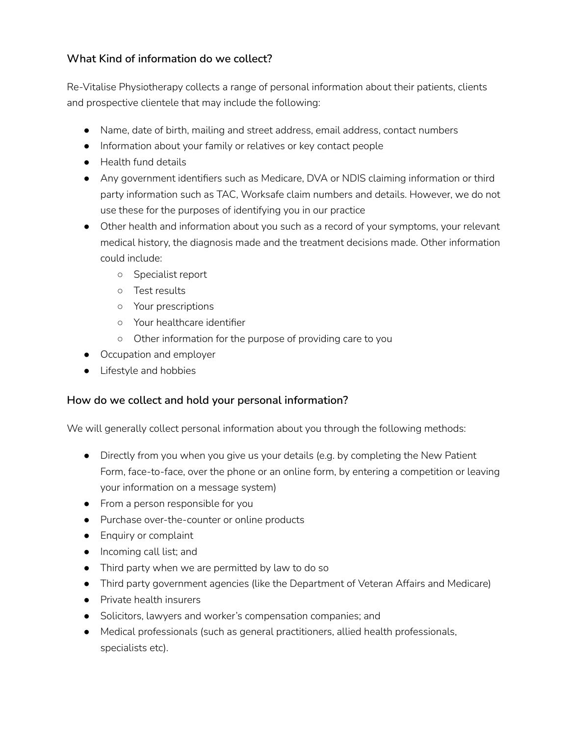### What Kind of information do we collect?

Re-Vitalise Physiotherapy collects a range of personal information about their patients, clients and prospective clientele that may include the following:

- Name, date of birth, mailing and street address, email address, contact numbers
- Information about your family or relatives or key contact people
- Health fund details
- Any government identifiers such as Medicare, DVA or NDIS claiming information or third party information such as TAC, Worksafe claim numbers and details. However, we do not use these for the purposes of identifying you in our practice
- Other health and information about you such as a record of your symptoms, your relevant medical history, the diagnosis made and the treatment decisions made. Other information could include:
    - Specialist report
    - Test results
    - Your prescriptions
    - Your healthcare identifier
    - Other information for the purpose of providing care to you
- Occupation and employer
- Lifestyle and hobbies

### How do we collect and hold your personal information?

We will generally collect personal information about you through the following methods:

- Directly from you when you give us your details (e.g. by completing the New Patient Form, face-to-face, over the phone or an online form, by entering a competition or leaving your information on a message system)
- From a person responsible for you
- Purchase over-the-counter or online products
- Enquiry or complaint
- Incoming call list; and
- Third party when we are permitted by law to do so
- Third party government agencies (like the Department of Veteran Affairs and Medicare)
- Private health insurers
- Solicitors, lawyers and worker's compensation companies; and
- Medical professionals (such as general practitioners, allied health professionals, specialists etc).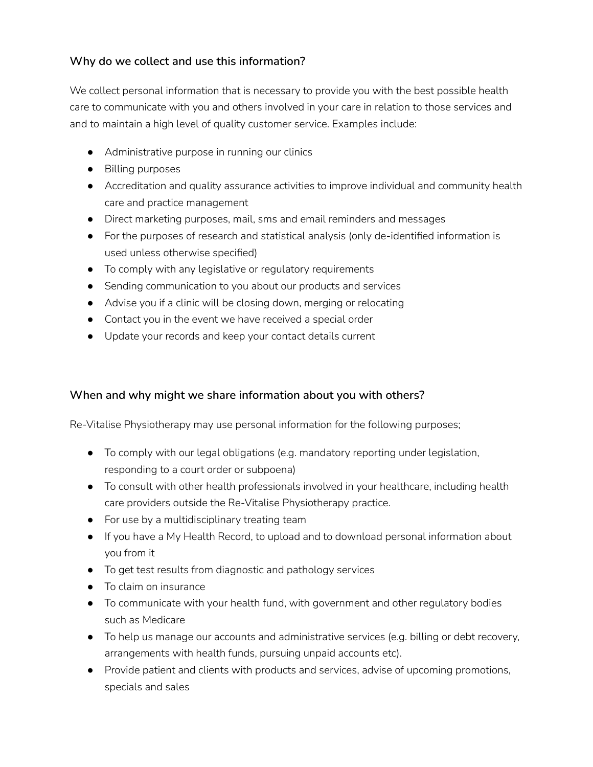### Why do we collect and use this information?

We collect personal information that is necessary to provide you with the best possible health care to communicate with you and others involved in your care in relation to those services and and to maintain a high level of quality customer service. Examples include:

- Administrative purpose in running our clinics
- Billing purposes
- Accreditation and quality assurance activities to improve individual and community health care and practice management
- Direct marketing purposes, mail, sms and email reminders and messages
- For the purposes of research and statistical analysis (only de-identified information is used unless otherwise specified)
- To comply with any legislative or regulatory requirements
- Sending communication to you about our products and services
- Advise you if a clinic will be closing down, merging or relocating
- Contact you in the event we have received a special order
- Update your records and keep your contact details current

### When and why might we share information about you with others?

Re-Vitalise Physiotherapy may use personal information for the following purposes;

- To comply with our legal obligations (e.g. mandatory reporting under legislation, responding to a court order or subpoena)
- To consult with other health professionals involved in your healthcare, including health care providers outside the Re-Vitalise Physiotherapy practice.
- For use by a multidisciplinary treating team
- If you have a My Health Record, to upload and to download personal information about you from it
- To get test results from diagnostic and pathology services
- To claim on insurance
- To communicate with your health fund, with government and other regulatory bodies such as Medicare
- To help us manage our accounts and administrative services (e.g. billing or debt recovery, arrangements with health funds, pursuing unpaid accounts etc).
- Provide patient and clients with products and services, advise of upcoming promotions, specials and sales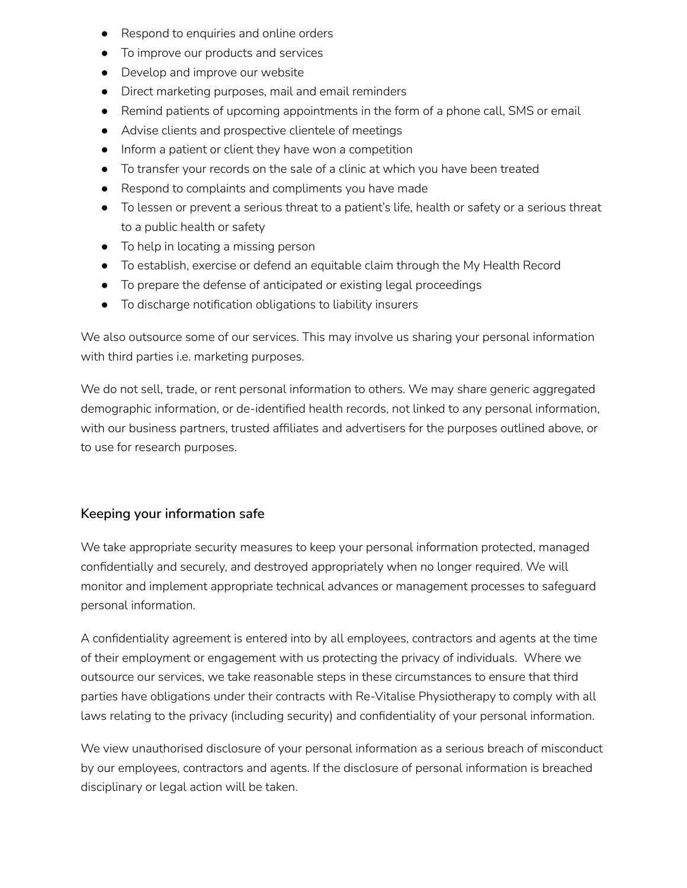- Respond to enquiries and online orders
- To improve our products and services
- Develop and improve our website
- Direct marketing purposes, mail and email reminders
- Remind patients of upcoming appointments in the form of a phone call, SMS or email
- Advise clients and prospective clientele of meetings
- Inform a patient or client they have won a competition
- To transfer your records on the sale of a clinic at which you have been treated
- Respond to complaints and compliments you have made
- To lessen or prevent a serious threat to a patient's life, health or safety or a serious threat to a public health or safety
- To help in locating a missing person
- To establish, exercise or defend an equitable claim through the My Health Record
- To prepare the defense of anticipated or existing legal proceedings
- To discharge notification obligations to liability insurers

We also outsource some of our services. This may involve us sharing your personal information with third parties i.e. marketing purposes.

We do not sell, trade, or rent personal information to others. We may share generic aggregated demographic information, or de-identified health records, not linked to any personal information, with our business partners, trusted affiliates and advertisers for the purposes outlined above, or to use for research purposes.

### Keeping your information safe

We take appropriate security measures to keep your personal information protected, managed confidentially and securely, and destroyed appropriately when no longer required. We will monitor and implement appropriate technical advances or management processes to safeguard personal information.

A confidentiality agreement is entered into by all employees, contractors and agents at the time of their employment or engagement with us protecting the privacy of individuals. Where we outsource our services, we take reasonable steps in these circumstances to ensure that third parties have obligations under their contracts with Re-Vitalise Physiotherapy to comply with all laws relating to the privacy (including security) and confidentiality of your personal information.

We view unauthorised disclosure of your personal information as a serious breach of misconduct by our employees, contractors and agents. If the disclosure of personal information is breached disciplinary or legal action will be taken.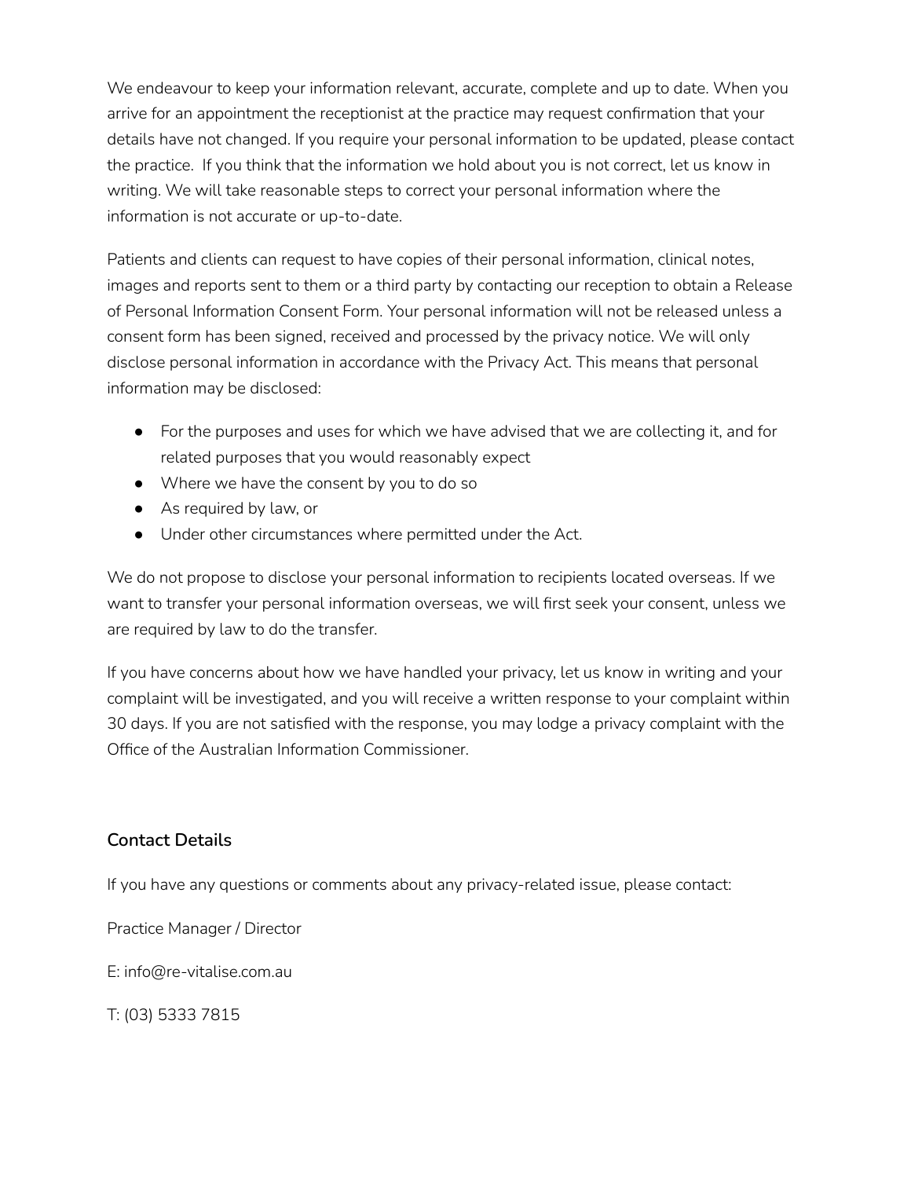We endeavour to keep your information relevant, accurate, complete and up to date. When you arrive for an appointment the receptionist at the practice may request confirmation that your details have not changed. If you require your personal information to be updated, please contact the practice. If you think that the information we hold about you is not correct, let us know in writing. We will take reasonable steps to correct your personal information where the information is not accurate or up-to-date.

Patients and clients can request to have copies of their personal information, clinical notes, images and reports sent to them or a third party by contacting our reception to obtain a Release of Personal Information Consent Form. Your personal information will not be released unless a consent form has been signed, received and processed by the privacy notice. We will only disclose personal information in accordance with the Privacy Act. This means that personal information may be disclosed:

- For the purposes and uses for which we have advised that we are collecting it, and for related purposes that you would reasonably expect
- Where we have the consent by you to do so
- As required by law, or
- Under other circumstances where permitted under the Act.

We do not propose to disclose your personal information to recipients located overseas. If we want to transfer your personal information overseas, we will first seek your consent, unless we are required by law to do the transfer.

If you have concerns about how we have handled your privacy, let us know in writing and your complaint will be investigated, and you will receive a written response to your complaint within 30 days. If you are not satisfied with the response, you may lodge a privacy complaint with the Office of the Australian Information Commissioner.

## Contact Details

If you have any questions or comments about any privacy-related issue, please contact:

Practice Manager / Director

E: info@re-vitalise.com.au

T: (03) 5333 7815